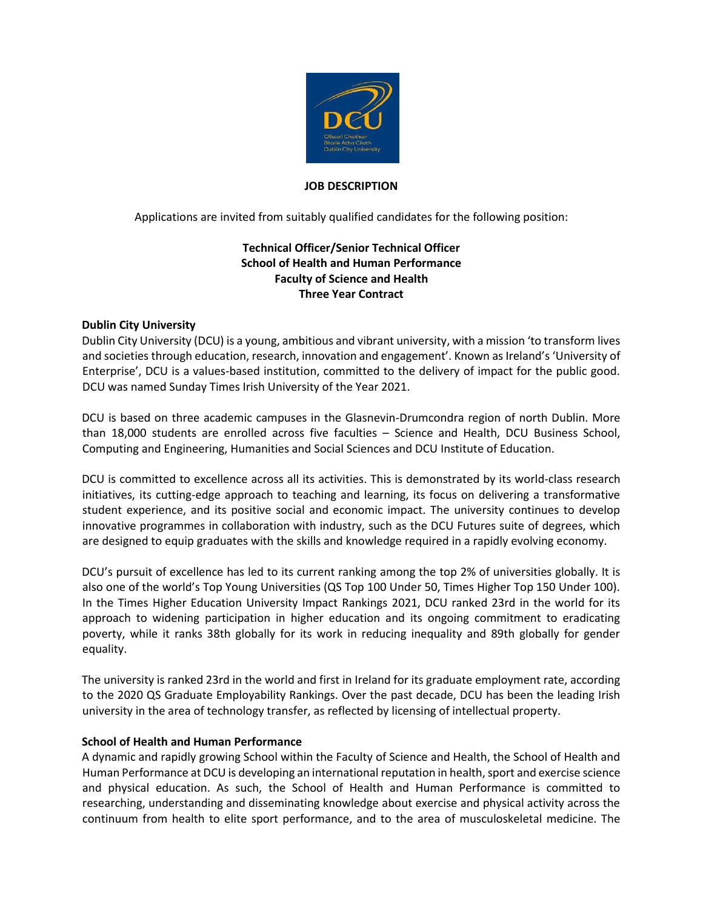# JOB DESCRIPTION

Applications are invited from suitably qualified candidates for the following position:

**Technical Officer/Senior Technical Officer**
**School of Health and Human Performance**
**Faculty of Science and Health**
**Three Year Contract**

## Dublin City University

Dublin City University (DCU) is a young, ambitious and vibrant university, with a mission 'to transform lives and societies through education, research, innovation and engagement'. Known as Ireland's 'University of Enterprise', DCU is a values-based institution, committed to the delivery of impact for the public good. DCU was named Sunday Times Irish University of the Year 2021.

DCU is based on three academic campuses in the Glasnevin-Drumcondra region of north Dublin. More than 18,000 students are enrolled across five faculties – Science and Health, DCU Business School, Computing and Engineering, Humanities and Social Sciences and DCU Institute of Education.

DCU is committed to excellence across all its activities. This is demonstrated by its world-class research initiatives, its cutting-edge approach to teaching and learning, its focus on delivering a transformative student experience, and its positive social and economic impact. The university continues to develop innovative programmes in collaboration with industry, such as the DCU Futures suite of degrees, which are designed to equip graduates with the skills and knowledge required in a rapidly evolving economy.

DCU's pursuit of excellence has led to its current ranking among the top 2% of universities globally. It is also one of the world's Top Young Universities (QS Top 100 Under 50, Times Higher Top 150 Under 100). In the Times Higher Education University Impact Rankings 2021, DCU ranked 23rd in the world for its approach to widening participation in higher education and its ongoing commitment to eradicating poverty, while it ranks 38th globally for its work in reducing inequality and 89th globally for gender equality.

The university is ranked 23rd in the world and first in Ireland for its graduate employment rate, according to the 2020 QS Graduate Employability Rankings. Over the past decade, DCU has been the leading Irish university in the area of technology transfer, as reflected by licensing of intellectual property.

## School of Health and Human Performance

A dynamic and rapidly growing School within the Faculty of Science and Health, the School of Health and Human Performance at DCU is developing an international reputation in health, sport and exercise science and physical education. As such, the School of Health and Human Performance is committed to researching, understanding and disseminating knowledge about exercise and physical activity across the continuum from health to elite sport performance, and to the area of musculoskeletal medicine. The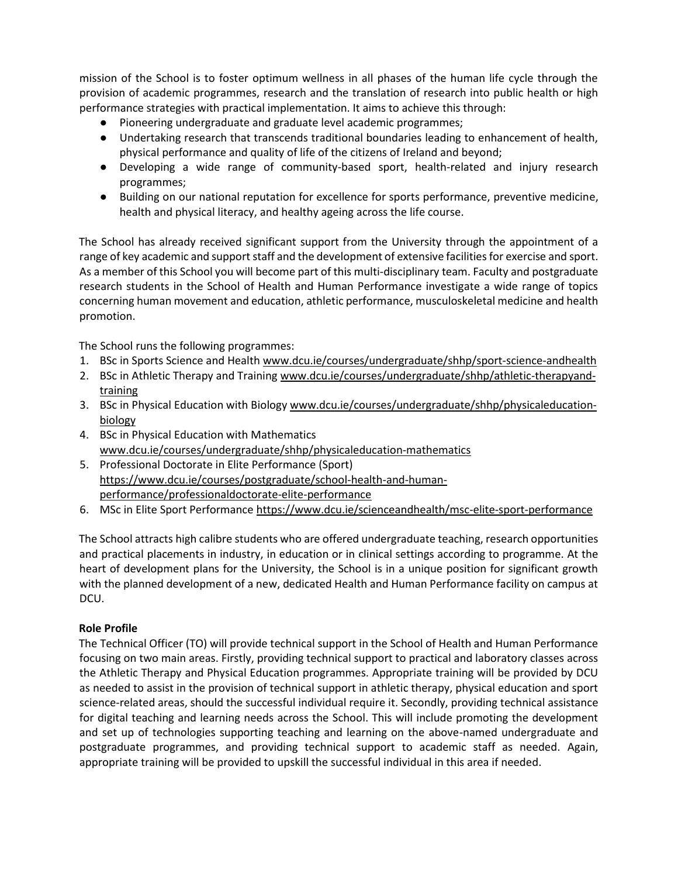mission of the School is to foster optimum wellness in all phases of the human life cycle through the provision of academic programmes, research and the translation of research into public health or high performance strategies with practical implementation. It aims to achieve this through:

- Pioneering undergraduate and graduate level academic programmes;
- Undertaking research that transcends traditional boundaries leading to enhancement of health, physical performance and quality of life of the citizens of Ireland and beyond;
- Developing a wide range of community-based sport, health-related and injury research programmes;
- Building on our national reputation for excellence for sports performance, preventive medicine, health and physical literacy, and healthy ageing across the life course.

The School has already received significant support from the University through the appointment of a range of key academic and support staff and the development of extensive facilities for exercise and sport. As a member of this School you will become part of this multi-disciplinary team. Faculty and postgraduate research students in the School of Health and Human Performance investigate a wide range of topics concerning human movement and education, athletic performance, musculoskeletal medicine and health promotion.

The School runs the following programmes:

1. BSc in Sports Science and Health www.dcu.ie/courses/undergraduate/shhp/sport-science-andhealth
2. BSc in Athletic Therapy and Training www.dcu.ie/courses/undergraduate/shhp/athletic-therapyand-training
3. BSc in Physical Education with Biology www.dcu.ie/courses/undergraduate/shhp/physicaleducation-biology
4. BSc in Physical Education with Mathematics www.dcu.ie/courses/undergraduate/shhp/physicaleducation-mathematics
5. Professional Doctorate in Elite Performance (Sport) https://www.dcu.ie/courses/postgraduate/school-health-and-human-performance/professionaldoctorate-elite-performance
6. MSc in Elite Sport Performance https://www.dcu.ie/scienceandhealth/msc-elite-sport-performance

The School attracts high calibre students who are offered undergraduate teaching, research opportunities and practical placements in industry, in education or in clinical settings according to programme. At the heart of development plans for the University, the School is in a unique position for significant growth with the planned development of a new, dedicated Health and Human Performance facility on campus at DCU.

**Role Profile**

The Technical Officer (TO) will provide technical support in the School of Health and Human Performance focusing on two main areas. Firstly, providing technical support to practical and laboratory classes across the Athletic Therapy and Physical Education programmes. Appropriate training will be provided by DCU as needed to assist in the provision of technical support in athletic therapy, physical education and sport science-related areas, should the successful individual require it. Secondly, providing technical assistance for digital teaching and learning needs across the School. This will include promoting the development and set up of technologies supporting teaching and learning on the above-named undergraduate and postgraduate programmes, and providing technical support to academic staff as needed. Again, appropriate training will be provided to upskill the successful individual in this area if needed.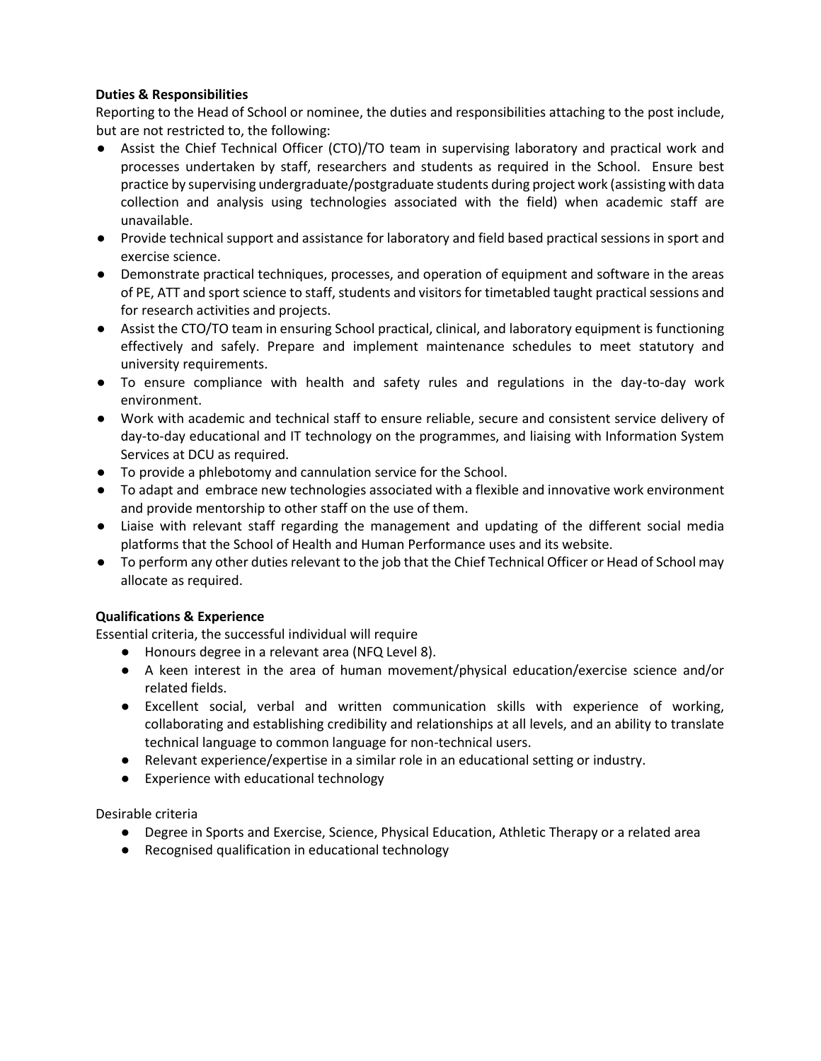**Duties & Responsibilities**

Reporting to the Head of School or nominee, the duties and responsibilities attaching to the post include, but are not restricted to, the following:

- Assist the Chief Technical Officer (CTO)/TO team in supervising laboratory and practical work and processes undertaken by staff, researchers and students as required in the School. Ensure best practice by supervising undergraduate/postgraduate students during project work (assisting with data collection and analysis using technologies associated with the field) when academic staff are unavailable.
- Provide technical support and assistance for laboratory and field based practical sessions in sport and exercise science.
- Demonstrate practical techniques, processes, and operation of equipment and software in the areas of PE, ATT and sport science to staff, students and visitors for timetabled taught practical sessions and for research activities and projects.
- Assist the CTO/TO team in ensuring School practical, clinical, and laboratory equipment is functioning effectively and safely. Prepare and implement maintenance schedules to meet statutory and university requirements.
- To ensure compliance with health and safety rules and regulations in the day-to-day work environment.
- Work with academic and technical staff to ensure reliable, secure and consistent service delivery of day-to-day educational and IT technology on the programmes, and liaising with Information System Services at DCU as required.
- To provide a phlebotomy and cannulation service for the School.
- To adapt and embrace new technologies associated with a flexible and innovative work environment and provide mentorship to other staff on the use of them.
- Liaise with relevant staff regarding the management and updating of the different social media platforms that the School of Health and Human Performance uses and its website.
- To perform any other duties relevant to the job that the Chief Technical Officer or Head of School may allocate as required.

**Qualifications & Experience**

Essential criteria, the successful individual will require

- Honours degree in a relevant area (NFQ Level 8).
- A keen interest in the area of human movement/physical education/exercise science and/or related fields.
- Excellent social, verbal and written communication skills with experience of working, collaborating and establishing credibility and relationships at all levels, and an ability to translate technical language to common language for non-technical users.
- Relevant experience/expertise in a similar role in an educational setting or industry.
- Experience with educational technology

Desirable criteria

- Degree in Sports and Exercise, Science, Physical Education, Athletic Therapy or a related area
- Recognised qualification in educational technology